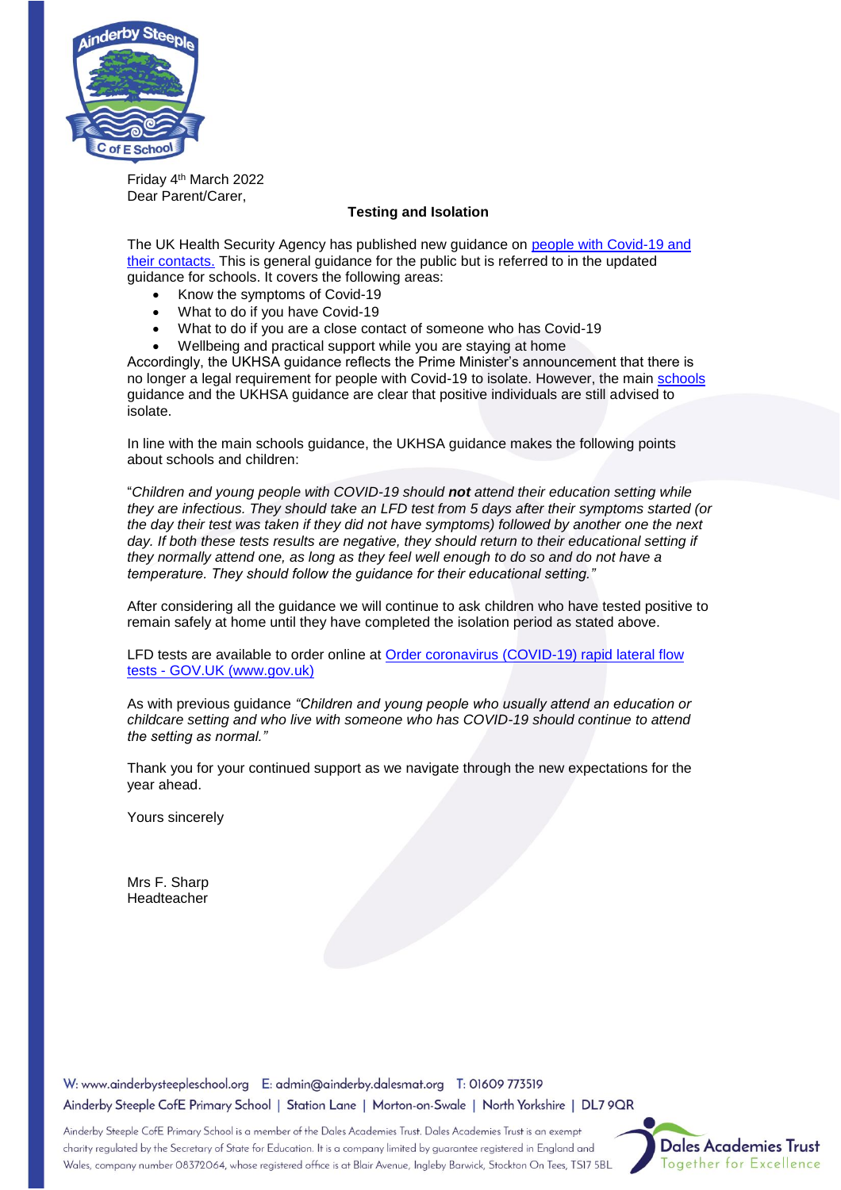Friday 4th March 2022
Dear Parent/Carer,

**Testing and Isolation**

The UK Health Security Agency has published new guidance on [people with Covid-19 and their contacts.](#) This is general guidance for the public but is referred to in the updated guidance for schools. It covers the following areas:

- Know the symptoms of Covid-19
- What to do if you have Covid-19
- What to do if you are a close contact of someone who has Covid-19
- Wellbeing and practical support while you are staying at home

Accordingly, the UKHSA guidance reflects the Prime Minister's announcement that there is no longer a legal requirement for people with Covid-19 to isolate. However, the main [schools](#) guidance and the UKHSA guidance are clear that positive individuals are still advised to isolate.

In line with the main schools guidance, the UKHSA guidance makes the following points about schools and children:

"*Children and young people with COVID-19 should* ***not*** *attend their education setting while they are infectious. They should take an LFD test from 5 days after their symptoms started (or the day their test was taken if they did not have symptoms) followed by another one the next day. If both these tests results are negative, they should return to their educational setting if they normally attend one, as long as they feel well enough to do so and do not have a temperature. They should follow the guidance for their educational setting."*

After considering all the guidance we will continue to ask children who have tested positive to remain safely at home until they have completed the isolation period as stated above.

LFD tests are available to order online at [Order coronavirus (COVID-19) rapid lateral flow tests - GOV.UK (www.gov.uk)](#)

As with previous guidance *"Children and young people who usually attend an education or childcare setting and who live with someone who has COVID-19 should continue to attend the setting as normal."*

Thank you for your continued support as we navigate through the new expectations for the year ahead.

Yours sincerely

Mrs F. Sharp
Headteacher

W: www.ainderbysteepleschool.org E: admin@ainderby.dalesmat.org T: 01609 773519
Ainderby Steeple CofE Primary School | Station Lane | Morton-on-Swale | North Yorkshire | DL7 9QR

Ainderby Steeple CofE Primary School is a member of the Dales Academies Trust. Dales Academies Trust is an exempt charity regulated by the Secretary of State for Education. It is a company limited by guarantee registered in England and Wales, company number 08372064, whose registered office is at Blair Avenue, Ingleby Barwick, Stockton On Tees, TS17 5BL

Dales Academies Trust
Together for Excellence